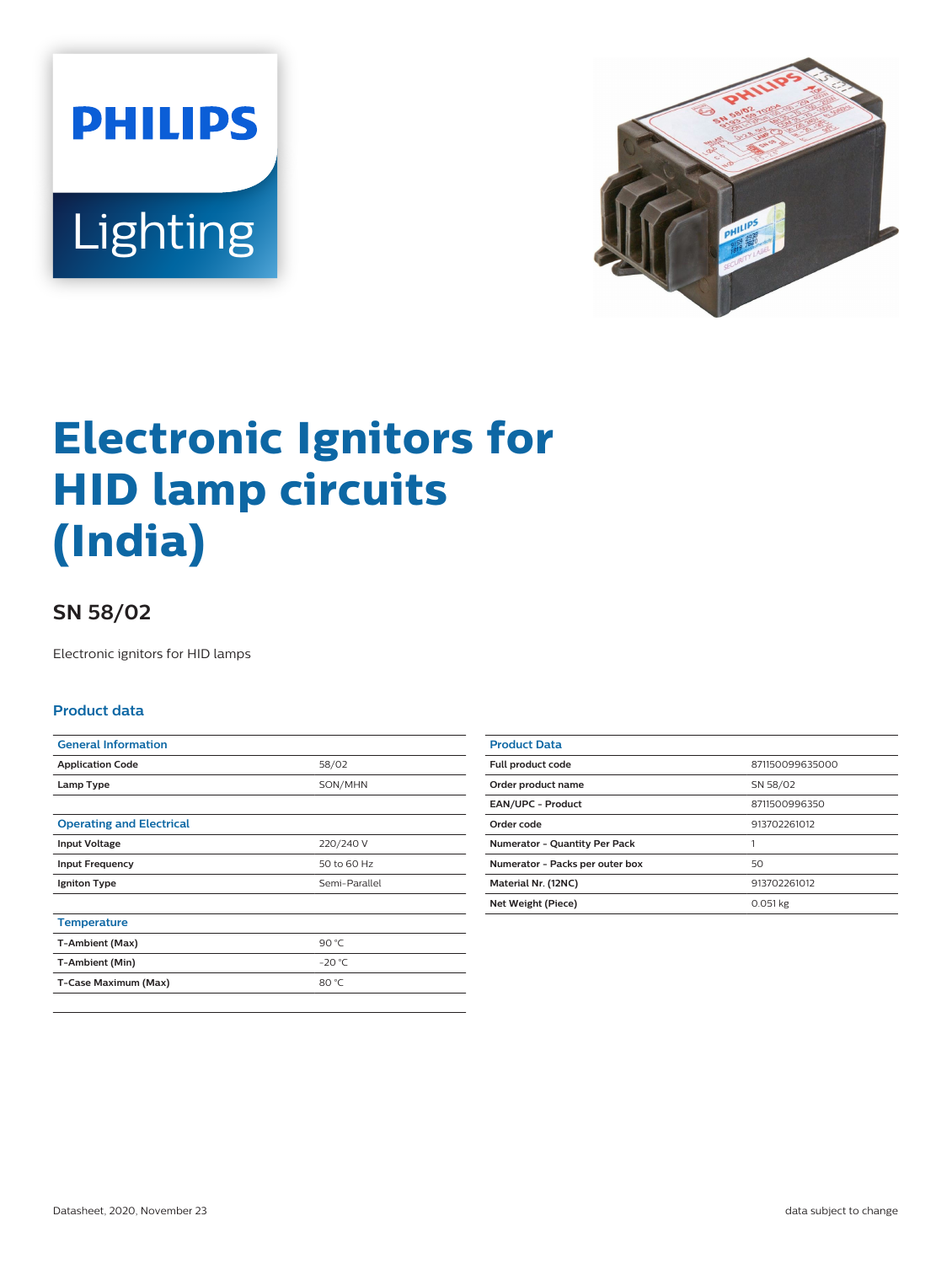# Electronic Ignitors for HID lamp circuits (India)

## SN 58/02

Electronic ignitors for HID lamps

### Product data

| General Information | |
|---|---|
| Application Code | 58/02 |
| Lamp Type | SON/MHN |

| Operating and Electrical | |
|---|---|
| Input Voltage | 220/240 V |
| Input Frequency | 50 to 60 Hz |
| Igniton Type | Semi-Parallel |

| Temperature | |
|---|---|
| T-Ambient (Max) | 90 °C |
| T-Ambient (Min) | -20 °C |
| T-Case Maximum (Max) | 80 °C |

| Product Data | |
|---|---|
| Full product code | 871150099635000 |
| Order product name | SN 58/02 |
| EAN/UPC - Product | 8711500996350 |
| Order code | 913702261012 |
| Numerator - Quantity Per Pack | 1 |
| Numerator - Packs per outer box | 50 |
| Material Nr. (12NC) | 913702261012 |
| Net Weight (Piece) | 0.051 kg |

Datasheet, 2020, November 23

data subject to change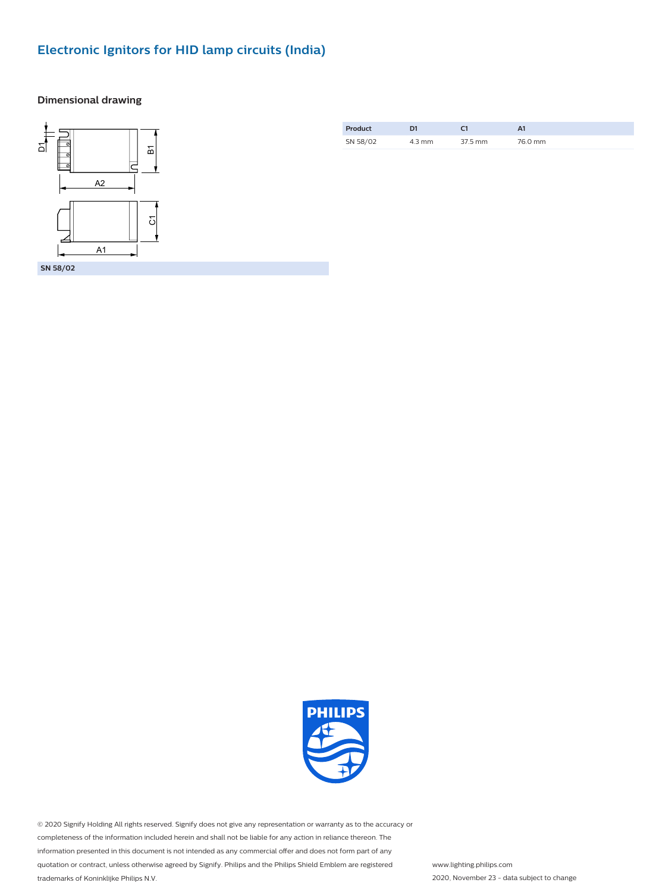## Electronic Ignitors for HID lamp circuits (India)

### Dimensional drawing

D1

B1

A2

C1

A1

SN 58/02

| Product | D1 | C1 | A1 |
|---|---|---|---|
| SN 58/02 | 4.3 mm | 37.5 mm | 76.0 mm |

© 2020 Signify Holding All rights reserved. Signify does not give any representation or warranty as to the accuracy or completeness of the information included herein and shall not be liable for any action in reliance thereon. The information presented in this document is not intended as any commercial offer and does not form part of any quotation or contract, unless otherwise agreed by Signify. Philips and the Philips Shield Emblem are registered trademarks of Koninklijke Philips N.V.

www.lighting.philips.com

2020, November 23 - data subject to change